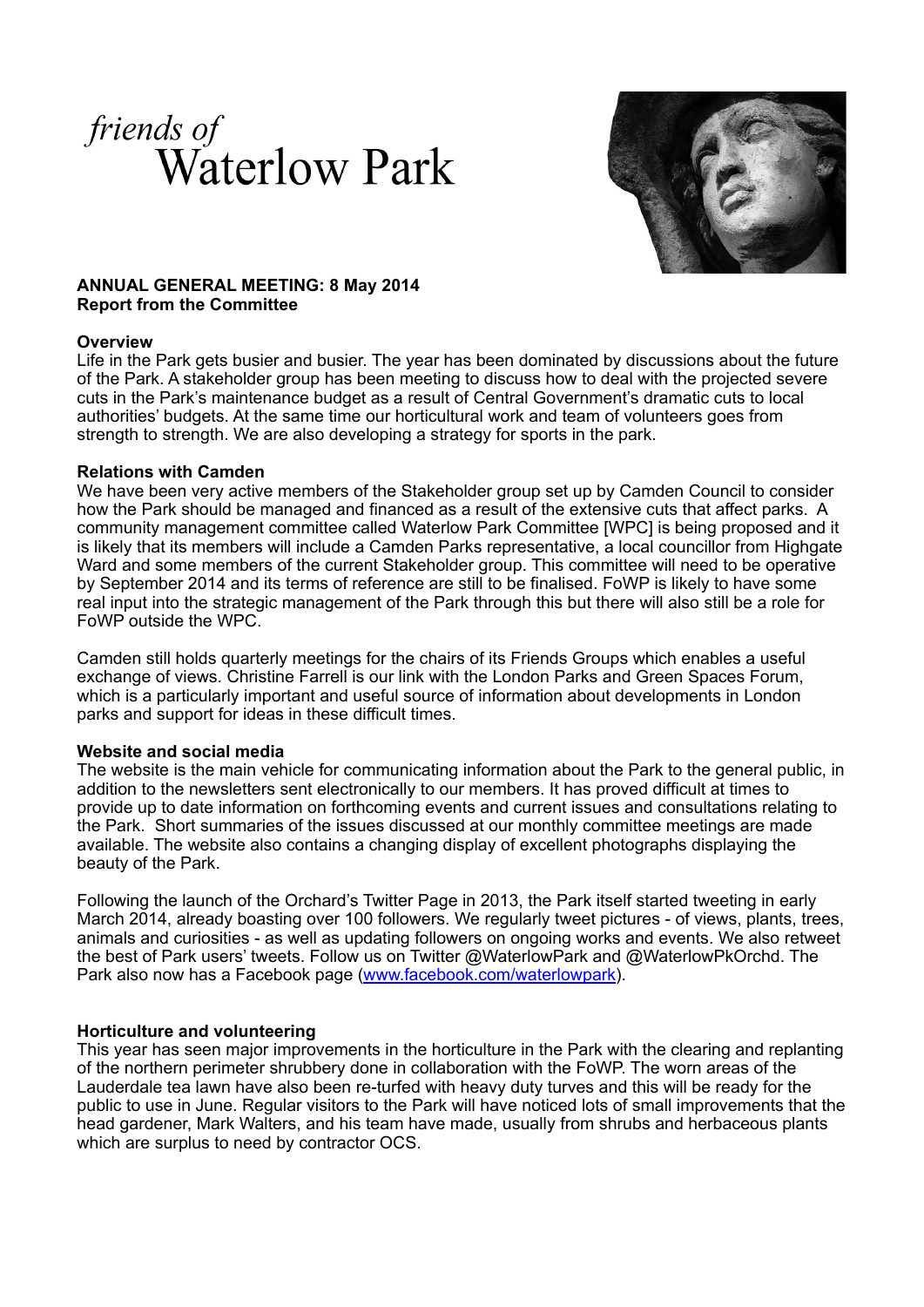*friends of*
# Waterlow Park

**ANNUAL GENERAL MEETING: 8 May 2014**
**Report from the Committee**

### Overview

Life in the Park gets busier and busier. The year has been dominated by discussions about the future of the Park. A stakeholder group has been meeting to discuss how to deal with the projected severe cuts in the Park's maintenance budget as a result of Central Government's dramatic cuts to local authorities' budgets. At the same time our horticultural work and team of volunteers goes from strength to strength. We are also developing a strategy for sports in the park.

### Relations with Camden

We have been very active members of the Stakeholder group set up by Camden Council to consider how the Park should be managed and financed as a result of the extensive cuts that affect parks. A community management committee called Waterlow Park Committee [WPC] is being proposed and it is likely that its members will include a Camden Parks representative, a local councillor from Highgate Ward and some members of the current Stakeholder group. This committee will need to be operative by September 2014 and its terms of reference are still to be finalised. FoWP is likely to have some real input into the strategic management of the Park through this but there will also still be a role for FoWP outside the WPC.

Camden still holds quarterly meetings for the chairs of its Friends Groups which enables a useful exchange of views. Christine Farrell is our link with the London Parks and Green Spaces Forum, which is a particularly important and useful source of information about developments in London parks and support for ideas in these difficult times.

### Website and social media

The website is the main vehicle for communicating information about the Park to the general public, in addition to the newsletters sent electronically to our members. It has proved difficult at times to provide up to date information on forthcoming events and current issues and consultations relating to the Park. Short summaries of the issues discussed at our monthly committee meetings are made available. The website also contains a changing display of excellent photographs displaying the beauty of the Park.

Following the launch of the Orchard's Twitter Page in 2013, the Park itself started tweeting in early March 2014, already boasting over 100 followers. We regularly tweet pictures - of views, plants, trees, animals and curiosities - as well as updating followers on ongoing works and events. We also retweet the best of Park users' tweets. Follow us on Twitter @WaterlowPark and @WaterlowPkOrchd. The Park also now has a Facebook page (www.facebook.com/waterlowpark).

### Horticulture and volunteering

This year has seen major improvements in the horticulture in the Park with the clearing and replanting of the northern perimeter shrubbery done in collaboration with the FoWP. The worn areas of the Lauderdale tea lawn have also been re-turfed with heavy duty turves and this will be ready for the public to use in June. Regular visitors to the Park will have noticed lots of small improvements that the head gardener, Mark Walters, and his team have made, usually from shrubs and herbaceous plants which are surplus to need by contractor OCS.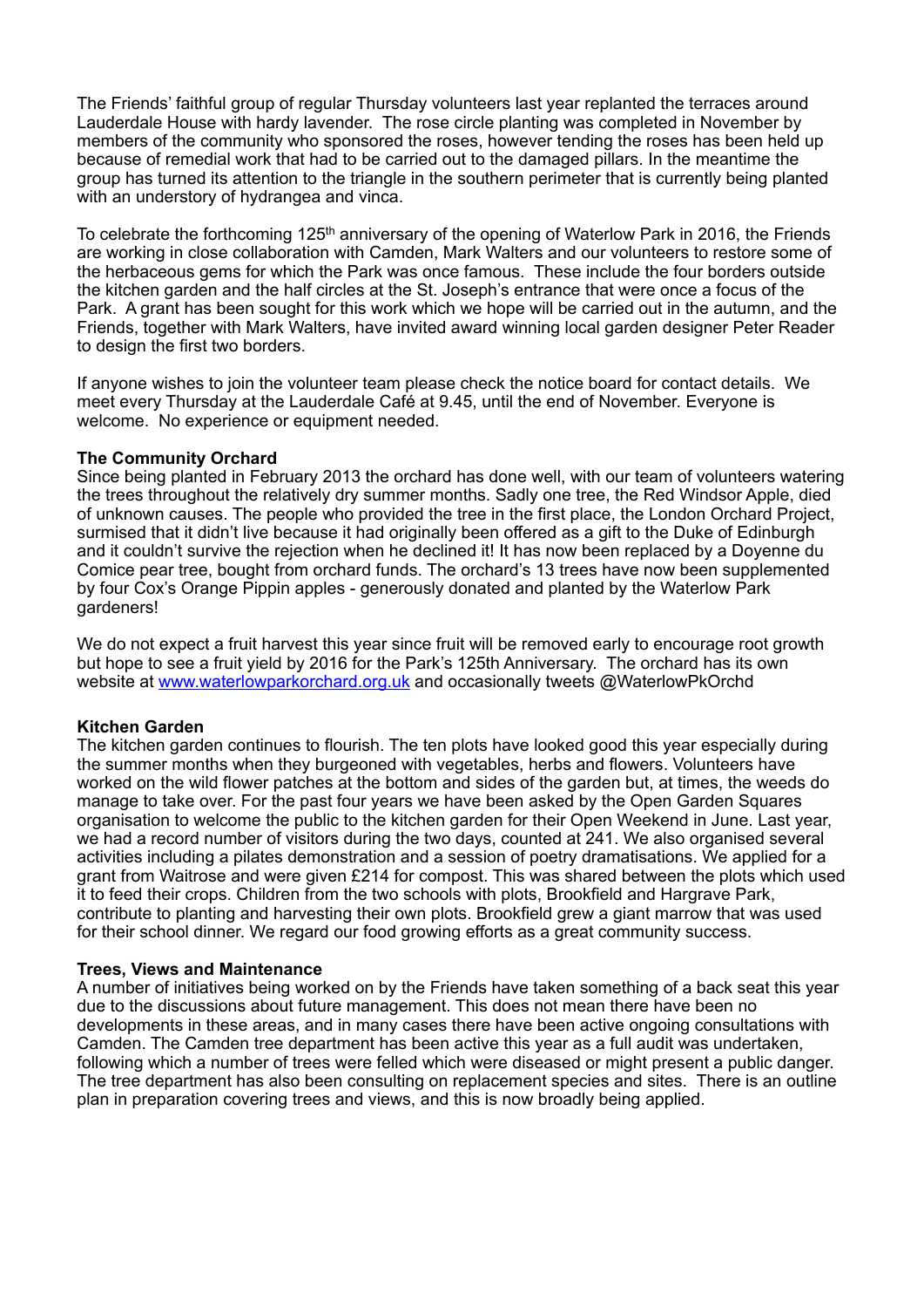The Friends' faithful group of regular Thursday volunteers last year replanted the terraces around Lauderdale House with hardy lavender. The rose circle planting was completed in November by members of the community who sponsored the roses, however tending the roses has been held up because of remedial work that had to be carried out to the damaged pillars. In the meantime the group has turned its attention to the triangle in the southern perimeter that is currently being planted with an understory of hydrangea and vinca.

To celebrate the forthcoming 125th anniversary of the opening of Waterlow Park in 2016, the Friends are working in close collaboration with Camden, Mark Walters and our volunteers to restore some of the herbaceous gems for which the Park was once famous. These include the four borders outside the kitchen garden and the half circles at the St. Joseph's entrance that were once a focus of the Park. A grant has been sought for this work which we hope will be carried out in the autumn, and the Friends, together with Mark Walters, have invited award winning local garden designer Peter Reader to design the first two borders.

If anyone wishes to join the volunteer team please check the notice board for contact details. We meet every Thursday at the Lauderdale Café at 9.45, until the end of November. Everyone is welcome. No experience or equipment needed.

**The Community Orchard**

Since being planted in February 2013 the orchard has done well, with our team of volunteers watering the trees throughout the relatively dry summer months. Sadly one tree, the Red Windsor Apple, died of unknown causes. The people who provided the tree in the first place, the London Orchard Project, surmised that it didn't live because it had originally been offered as a gift to the Duke of Edinburgh and it couldn't survive the rejection when he declined it! It has now been replaced by a Doyenne du Comice pear tree, bought from orchard funds. The orchard's 13 trees have now been supplemented by four Cox's Orange Pippin apples - generously donated and planted by the Waterlow Park gardeners!

We do not expect a fruit harvest this year since fruit will be removed early to encourage root growth but hope to see a fruit yield by 2016 for the Park's 125th Anniversary. The orchard has its own website at www.waterlowparkorchard.org.uk and occasionally tweets @WaterlowPkOrchd

**Kitchen Garden**

The kitchen garden continues to flourish. The ten plots have looked good this year especially during the summer months when they burgeoned with vegetables, herbs and flowers. Volunteers have worked on the wild flower patches at the bottom and sides of the garden but, at times, the weeds do manage to take over. For the past four years we have been asked by the Open Garden Squares organisation to welcome the public to the kitchen garden for their Open Weekend in June. Last year, we had a record number of visitors during the two days, counted at 241. We also organised several activities including a pilates demonstration and a session of poetry dramatisations. We applied for a grant from Waitrose and were given £214 for compost. This was shared between the plots which used it to feed their crops. Children from the two schools with plots, Brookfield and Hargrave Park, contribute to planting and harvesting their own plots. Brookfield grew a giant marrow that was used for their school dinner. We regard our food growing efforts as a great community success.

**Trees, Views and Maintenance**

A number of initiatives being worked on by the Friends have taken something of a back seat this year due to the discussions about future management. This does not mean there have been no developments in these areas, and in many cases there have been active ongoing consultations with Camden. The Camden tree department has been active this year as a full audit was undertaken, following which a number of trees were felled which were diseased or might present a public danger. The tree department has also been consulting on replacement species and sites. There is an outline plan in preparation covering trees and views, and this is now broadly being applied.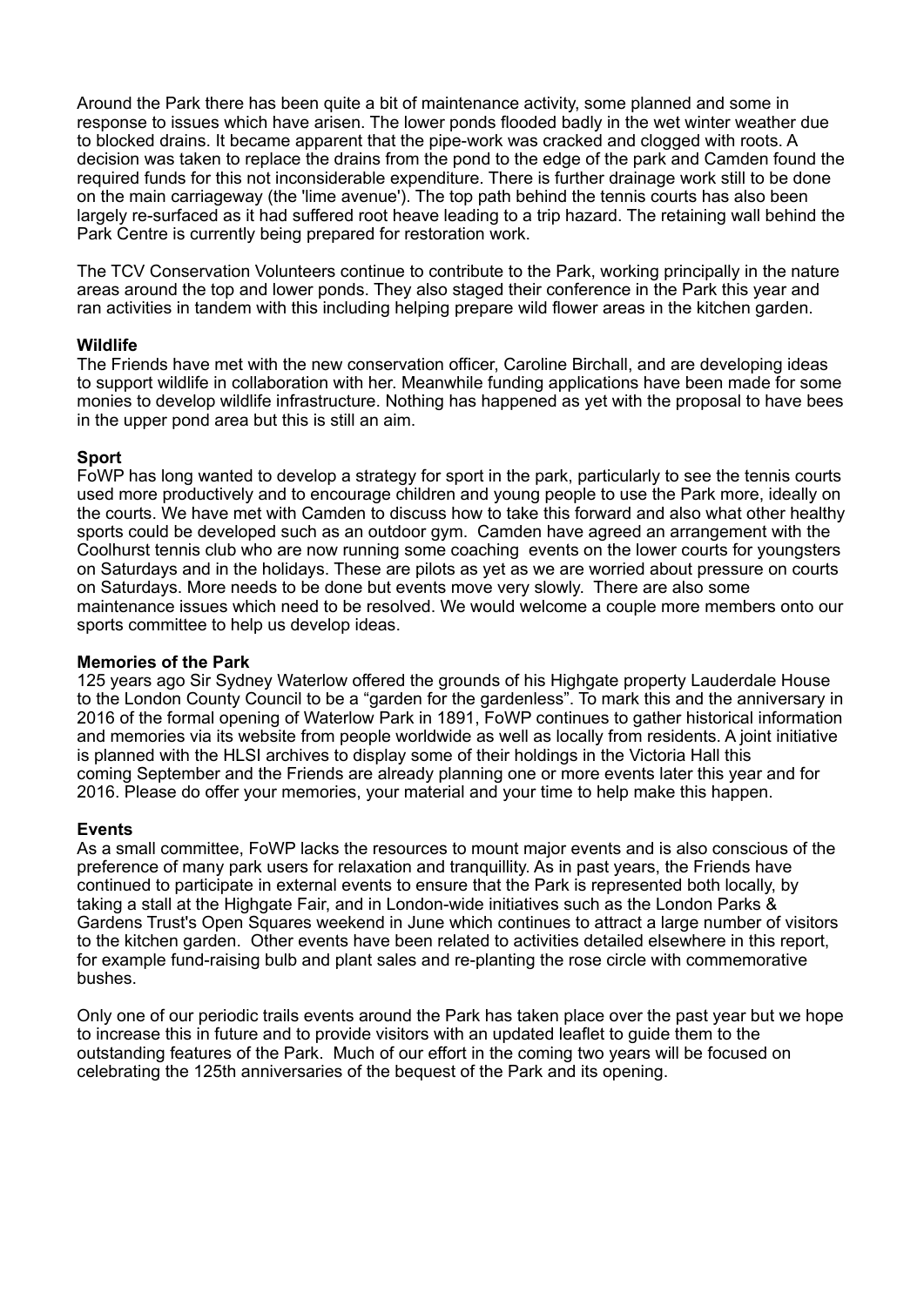Around the Park there has been quite a bit of maintenance activity, some planned and some in response to issues which have arisen. The lower ponds flooded badly in the wet winter weather due to blocked drains. It became apparent that the pipe-work was cracked and clogged with roots. A decision was taken to replace the drains from the pond to the edge of the park and Camden found the required funds for this not inconsiderable expenditure. There is further drainage work still to be done on the main carriageway (the 'lime avenue'). The top path behind the tennis courts has also been largely re-surfaced as it had suffered root heave leading to a trip hazard. The retaining wall behind the Park Centre is currently being prepared for restoration work.

The TCV Conservation Volunteers continue to contribute to the Park, working principally in the nature areas around the top and lower ponds. They also staged their conference in the Park this year and ran activities in tandem with this including helping prepare wild flower areas in the kitchen garden.

**Wildlife**

The Friends have met with the new conservation officer, Caroline Birchall, and are developing ideas to support wildlife in collaboration with her. Meanwhile funding applications have been made for some monies to develop wildlife infrastructure. Nothing has happened as yet with the proposal to have bees in the upper pond area but this is still an aim.

**Sport**

FoWP has long wanted to develop a strategy for sport in the park, particularly to see the tennis courts used more productively and to encourage children and young people to use the Park more, ideally on the courts. We have met with Camden to discuss how to take this forward and also what other healthy sports could be developed such as an outdoor gym. Camden have agreed an arrangement with the Coolhurst tennis club who are now running some coaching events on the lower courts for youngsters on Saturdays and in the holidays. These are pilots as yet as we are worried about pressure on courts on Saturdays. More needs to be done but events move very slowly. There are also some maintenance issues which need to be resolved. We would welcome a couple more members onto our sports committee to help us develop ideas.

**Memories of the Park**

125 years ago Sir Sydney Waterlow offered the grounds of his Highgate property Lauderdale House to the London County Council to be a "garden for the gardenless". To mark this and the anniversary in 2016 of the formal opening of Waterlow Park in 1891, FoWP continues to gather historical information and memories via its website from people worldwide as well as locally from residents. A joint initiative is planned with the HLSI archives to display some of their holdings in the Victoria Hall this coming September and the Friends are already planning one or more events later this year and for 2016. Please do offer your memories, your material and your time to help make this happen.

**Events**

As a small committee, FoWP lacks the resources to mount major events and is also conscious of the preference of many park users for relaxation and tranquillity. As in past years, the Friends have continued to participate in external events to ensure that the Park is represented both locally, by taking a stall at the Highgate Fair, and in London-wide initiatives such as the London Parks & Gardens Trust's Open Squares weekend in June which continues to attract a large number of visitors to the kitchen garden. Other events have been related to activities detailed elsewhere in this report, for example fund-raising bulb and plant sales and re-planting the rose circle with commemorative bushes.

Only one of our periodic trails events around the Park has taken place over the past year but we hope to increase this in future and to provide visitors with an updated leaflet to guide them to the outstanding features of the Park. Much of our effort in the coming two years will be focused on celebrating the 125th anniversaries of the bequest of the Park and its opening.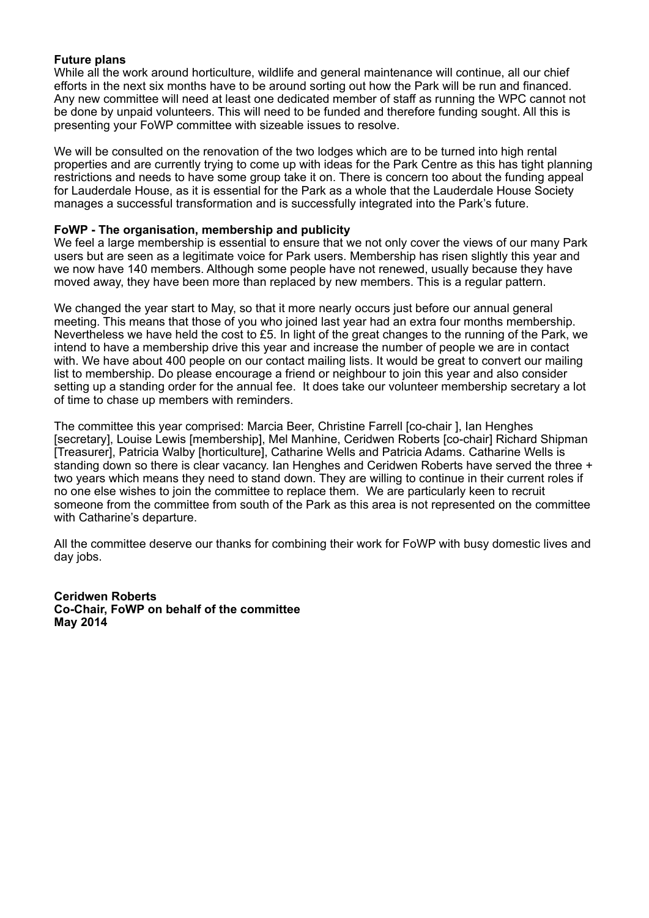**Future plans**

While all the work around horticulture, wildlife and general maintenance will continue, all our chief efforts in the next six months have to be around sorting out how the Park will be run and financed. Any new committee will need at least one dedicated member of staff as running the WPC cannot not be done by unpaid volunteers. This will need to be funded and therefore funding sought. All this is presenting your FoWP committee with sizeable issues to resolve.

We will be consulted on the renovation of the two lodges which are to be turned into high rental properties and are currently trying to come up with ideas for the Park Centre as this has tight planning restrictions and needs to have some group take it on. There is concern too about the funding appeal for Lauderdale House, as it is essential for the Park as a whole that the Lauderdale House Society manages a successful transformation and is successfully integrated into the Park's future.

**FoWP - The organisation, membership and publicity**

We feel a large membership is essential to ensure that we not only cover the views of our many Park users but are seen as a legitimate voice for Park users. Membership has risen slightly this year and we now have 140 members. Although some people have not renewed, usually because they have moved away, they have been more than replaced by new members. This is a regular pattern.

We changed the year start to May, so that it more nearly occurs just before our annual general meeting. This means that those of you who joined last year had an extra four months membership. Nevertheless we have held the cost to £5. In light of the great changes to the running of the Park, we intend to have a membership drive this year and increase the number of people we are in contact with. We have about 400 people on our contact mailing lists. It would be great to convert our mailing list to membership. Do please encourage a friend or neighbour to join this year and also consider setting up a standing order for the annual fee. It does take our volunteer membership secretary a lot of time to chase up members with reminders.

The committee this year comprised: Marcia Beer, Christine Farrell [co-chair ], Ian Henghes [secretary], Louise Lewis [membership], Mel Manhine, Ceridwen Roberts [co-chair] Richard Shipman [Treasurer], Patricia Walby [horticulture], Catharine Wells and Patricia Adams. Catharine Wells is standing down so there is clear vacancy. Ian Henghes and Ceridwen Roberts have served the three + two years which means they need to stand down. They are willing to continue in their current roles if no one else wishes to join the committee to replace them. We are particularly keen to recruit someone from the committee from south of the Park as this area is not represented on the committee with Catharine's departure.

All the committee deserve our thanks for combining their work for FoWP with busy domestic lives and day jobs.

**Ceridwen Roberts**
**Co-Chair, FoWP on behalf of the committee**
**May 2014**